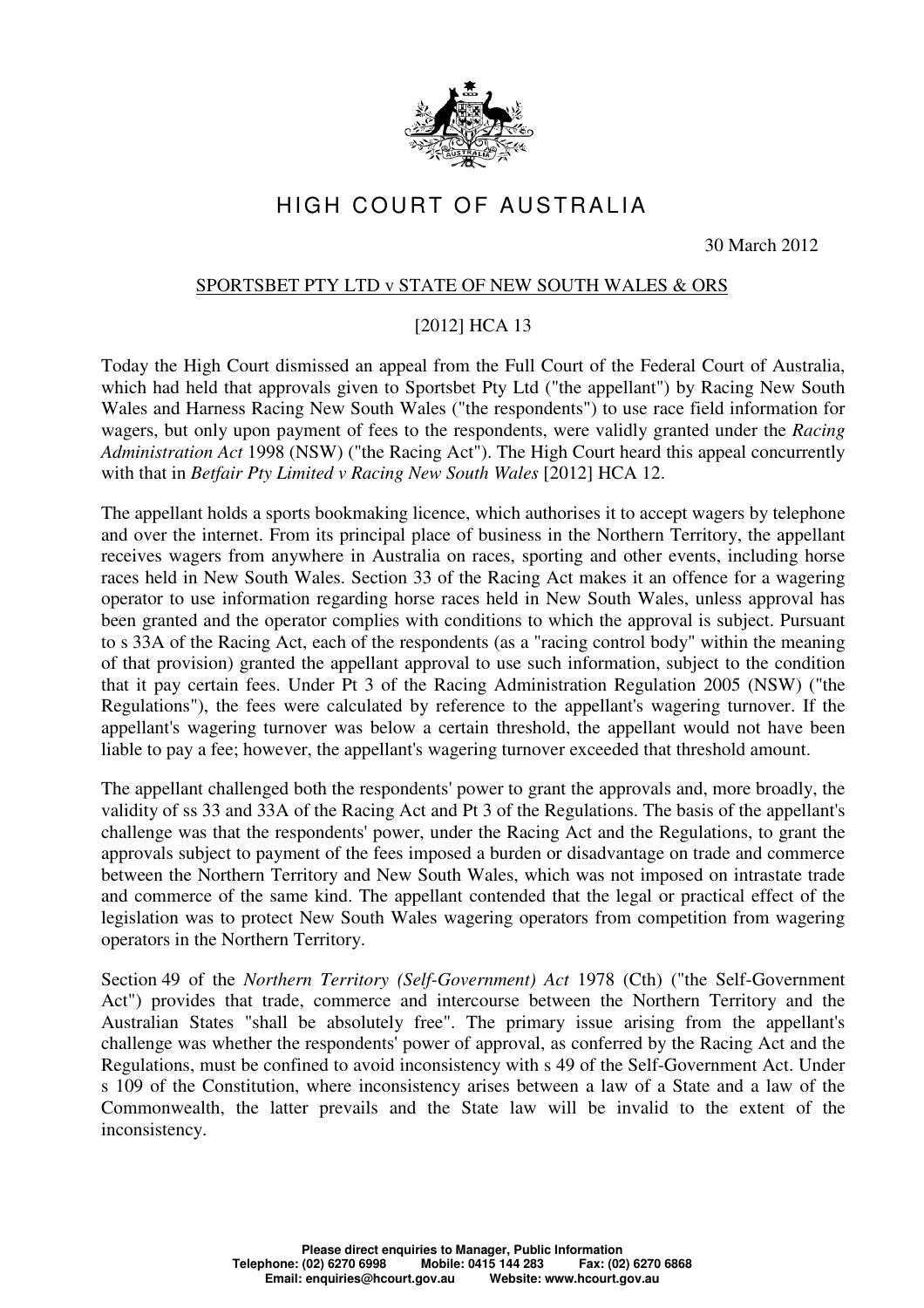# HIGH COURT OF AUSTRALIA

30 March 2012

## SPORTSBET PTY LTD v STATE OF NEW SOUTH WALES & ORS

[2012] HCA 13

Today the High Court dismissed an appeal from the Full Court of the Federal Court of Australia, which had held that approvals given to Sportsbet Pty Ltd ("the appellant") by Racing New South Wales and Harness Racing New South Wales ("the respondents") to use race field information for wagers, but only upon payment of fees to the respondents, were validly granted under the *Racing Administration Act* 1998 (NSW) ("the Racing Act"). The High Court heard this appeal concurrently with that in *Betfair Pty Limited v Racing New South Wales* [2012] HCA 12.

The appellant holds a sports bookmaking licence, which authorises it to accept wagers by telephone and over the internet. From its principal place of business in the Northern Territory, the appellant receives wagers from anywhere in Australia on races, sporting and other events, including horse races held in New South Wales. Section 33 of the Racing Act makes it an offence for a wagering operator to use information regarding horse races held in New South Wales, unless approval has been granted and the operator complies with conditions to which the approval is subject. Pursuant to s 33A of the Racing Act, each of the respondents (as a "racing control body" within the meaning of that provision) granted the appellant approval to use such information, subject to the condition that it pay certain fees. Under Pt 3 of the Racing Administration Regulation 2005 (NSW) ("the Regulations"), the fees were calculated by reference to the appellant's wagering turnover. If the appellant's wagering turnover was below a certain threshold, the appellant would not have been liable to pay a fee; however, the appellant's wagering turnover exceeded that threshold amount.

The appellant challenged both the respondents' power to grant the approvals and, more broadly, the validity of ss 33 and 33A of the Racing Act and Pt 3 of the Regulations. The basis of the appellant's challenge was that the respondents' power, under the Racing Act and the Regulations, to grant the approvals subject to payment of the fees imposed a burden or disadvantage on trade and commerce between the Northern Territory and New South Wales, which was not imposed on intrastate trade and commerce of the same kind. The appellant contended that the legal or practical effect of the legislation was to protect New South Wales wagering operators from competition from wagering operators in the Northern Territory.

Section 49 of the *Northern Territory (Self-Government) Act* 1978 (Cth) ("the Self-Government Act") provides that trade, commerce and intercourse between the Northern Territory and the Australian States "shall be absolutely free". The primary issue arising from the appellant's challenge was whether the respondents' power of approval, as conferred by the Racing Act and the Regulations, must be confined to avoid inconsistency with s 49 of the Self-Government Act. Under s 109 of the Constitution, where inconsistency arises between a law of a State and a law of the Commonwealth, the latter prevails and the State law will be invalid to the extent of the inconsistency.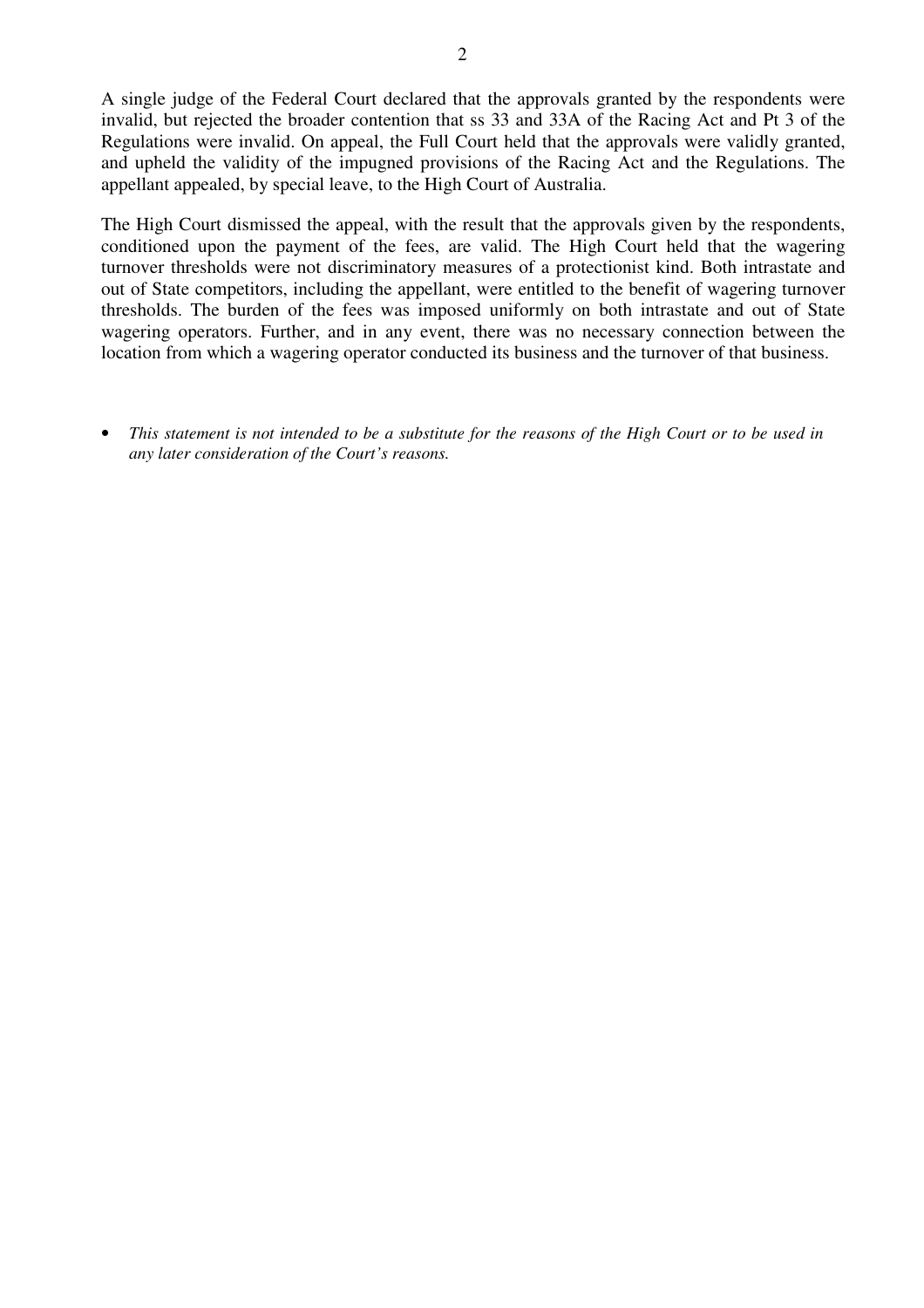A single judge of the Federal Court declared that the approvals granted by the respondents were invalid, but rejected the broader contention that ss 33 and 33A of the Racing Act and Pt 3 of the Regulations were invalid. On appeal, the Full Court held that the approvals were validly granted, and upheld the validity of the impugned provisions of the Racing Act and the Regulations. The appellant appealed, by special leave, to the High Court of Australia.

The High Court dismissed the appeal, with the result that the approvals given by the respondents, conditioned upon the payment of the fees, are valid. The High Court held that the wagering turnover thresholds were not discriminatory measures of a protectionist kind. Both intrastate and out of State competitors, including the appellant, were entitled to the benefit of wagering turnover thresholds. The burden of the fees was imposed uniformly on both intrastate and out of State wagering operators. Further, and in any event, there was no necessary connection between the location from which a wagering operator conducted its business and the turnover of that business.

- *This statement is not intended to be a substitute for the reasons of the High Court or to be used in any later consideration of the Court's reasons.*